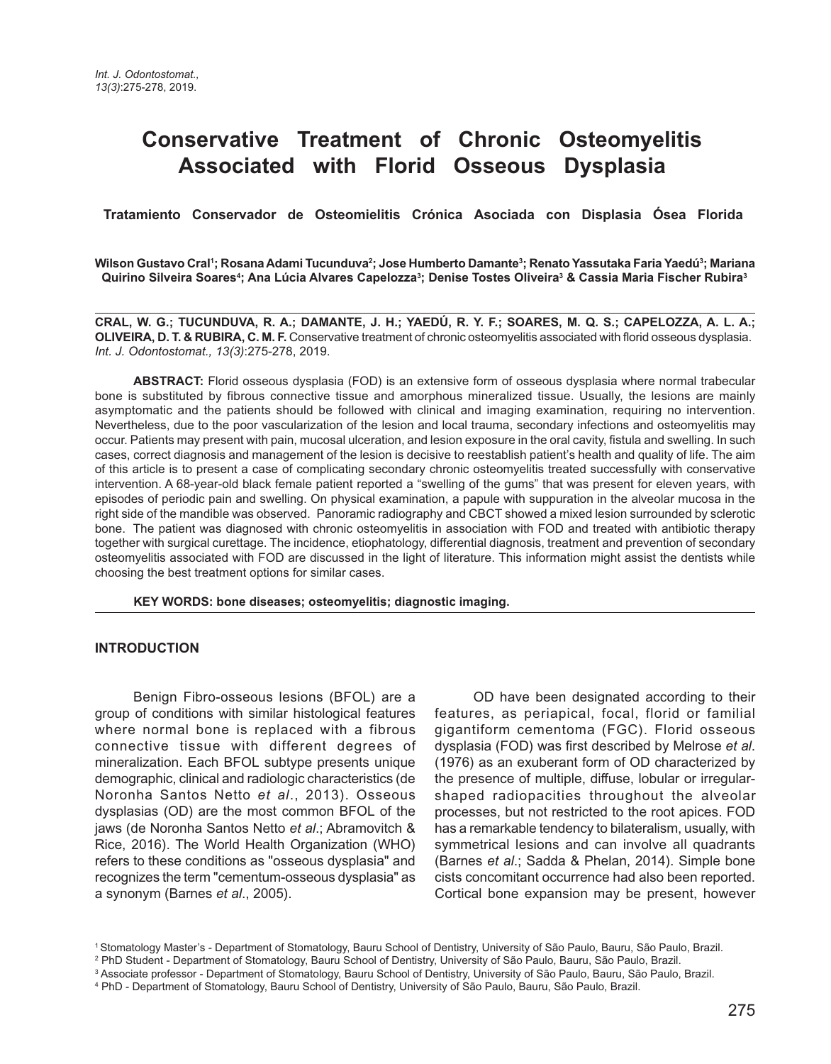# Conservative Treatment of Chronic Osteomyelitis Associated with Florid Osseous Dysplasia

**Tratamiento Conservador de Osteomielitis Crónica Asociada con Displasia Ósea Florida**

**Wilson Gustavo Cral[1]; Rosana Adami Tucunduva[2]; Jose Humberto Damante[3]; Renato Yassutaka Faria Yaedú[3]; Mariana Quirino Silveira Soares[4]; Ana Lúcia Alvares Capelozza[3]; Denise Tostes Oliveira[3] & Cassia Maria Fischer Rubira[3]**

**CRAL, W. G.; TUCUNDUVA, R. A.; DAMANTE, J. H.; YAEDÚ, R. Y. F.; SOARES, M. Q. S.; CAPELOZZA, A. L. A.; OLIVEIRA, D. T. & RUBIRA, C. M. F.** Conservative treatment of chronic osteomyelitis associated with florid osseous dysplasia. *Int. J. Odontostomat., 13(3)*:275-278, 2019.

**ABSTRACT:** Florid osseous dysplasia (FOD) is an extensive form of osseous dysplasia where normal trabecular bone is substituted by fibrous connective tissue and amorphous mineralized tissue. Usually, the lesions are mainly asymptomatic and the patients should be followed with clinical and imaging examination, requiring no intervention. Nevertheless, due to the poor vascularization of the lesion and local trauma, secondary infections and osteomyelitis may occur. Patients may present with pain, mucosal ulceration, and lesion exposure in the oral cavity, fistula and swelling. In such cases, correct diagnosis and management of the lesion is decisive to reestablish patient's health and quality of life. The aim of this article is to present a case of complicating secondary chronic osteomyelitis treated successfully with conservative intervention. A 68-year-old black female patient reported a "swelling of the gums" that was present for eleven years, with episodes of periodic pain and swelling. On physical examination, a papule with suppuration in the alveolar mucosa in the right side of the mandible was observed. Panoramic radiography and CBCT showed a mixed lesion surrounded by sclerotic bone. The patient was diagnosed with chronic osteomyelitis in association with FOD and treated with antibiotic therapy together with surgical curettage. The incidence, etiophatology, differential diagnosis, treatment and prevention of secondary osteomyelitis associated with FOD are discussed in the light of literature. This information might assist the dentists while choosing the best treatment options for similar cases.

**KEY WORDS: bone diseases; osteomyelitis; diagnostic imaging.**

## INTRODUCTION

Benign Fibro-osseous lesions (BFOL) are a group of conditions with similar histological features where normal bone is replaced with a fibrous connective tissue with different degrees of mineralization. Each BFOL subtype presents unique demographic, clinical and radiologic characteristics (de Noronha Santos Netto *et al*., 2013). Osseous dysplasias (OD) are the most common BFOL of the jaws (de Noronha Santos Netto *et al*.; Abramovitch & Rice, 2016). The World Health Organization (WHO) refers to these conditions as "osseous dysplasia" and recognizes the term "cementum-osseous dysplasia" as a synonym (Barnes *et al*., 2005).

OD have been designated according to their features, as periapical, focal, florid or familial gigantiform cementoma (FGC). Florid osseous dysplasia (FOD) was first described by Melrose *et al*. (1976) as an exuberant form of OD characterized by the presence of multiple, diffuse, lobular or irregular-shaped radiopacities throughout the alveolar processes, but not restricted to the root apices. FOD has a remarkable tendency to bilateralism, usually, with symmetrical lesions and can involve all quadrants (Barnes *et al*.; Sadda & Phelan, 2014). Simple bone cysts concomitant occurrence had also been reported. Cortical bone expansion may be present, however

[1] Stomatology Master's - Department of Stomatology, Bauru School of Dentistry, University of São Paulo, Bauru, São Paulo, Brazil.
[2] PhD Student - Department of Stomatology, Bauru School of Dentistry, University of São Paulo, Bauru, São Paulo, Brazil.
[3] Associate professor - Department of Stomatology, Bauru School of Dentistry, University of São Paulo, Bauru, São Paulo, Brazil.
[4] PhD - Department of Stomatology, Bauru School of Dentistry, University of São Paulo, Bauru, São Paulo, Brazil.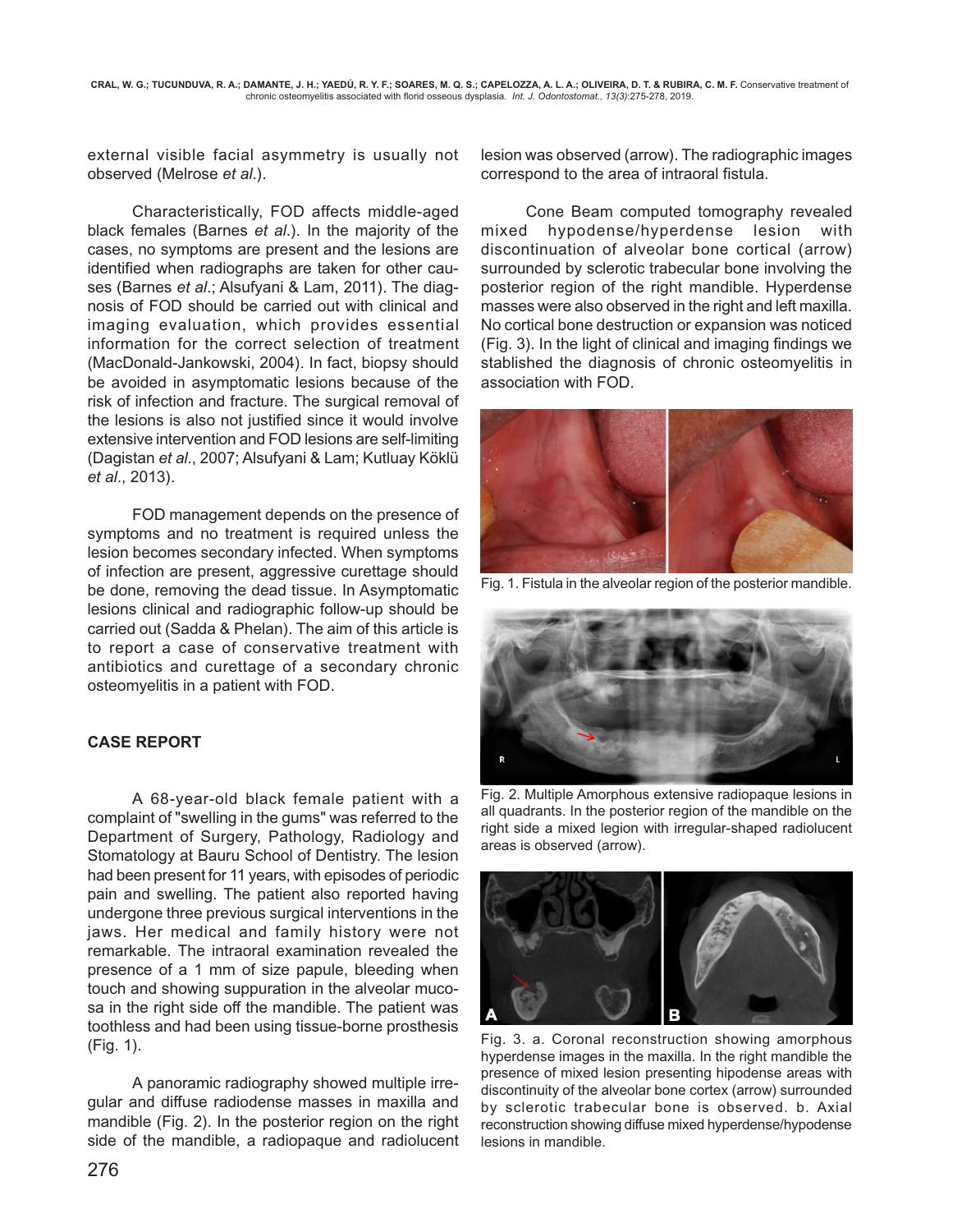external visible facial asymmetry is usually not observed (Melrose *et al*.).

Characteristically, FOD affects middle-aged black females (Barnes *et al*.). In the majority of the cases, no symptoms are present and the lesions are identified when radiographs are taken for other causes (Barnes *et al*.; Alsufyani & Lam, 2011). The diagnosis of FOD should be carried out with clinical and imaging evaluation, which provides essential information for the correct selection of treatment (MacDonald-Jankowski, 2004). In fact, biopsy should be avoided in asymptomatic lesions because of the risk of infection and fracture. The surgical removal of the lesions is also not justified since it would involve extensive intervention and FOD lesions are self-limiting (Dagistan *et al*., 2007; Alsufyani & Lam; Kutluay Köklü *et al*., 2013).

FOD management depends on the presence of symptoms and no treatment is required unless the lesion becomes secondary infected. When symptoms of infection are present, aggressive curettage should be done, removing the dead tissue. In Asymptomatic lesions clinical and radiographic follow-up should be carried out (Sadda & Phelan). The aim of this article is to report a case of conservative treatment with antibiotics and curettage of a secondary chronic osteomyelitis in a patient with FOD.

## CASE REPORT

A 68-year-old black female patient with a complaint of "swelling in the gums" was referred to the Department of Surgery, Pathology, Radiology and Stomatology at Bauru School of Dentistry. The lesion had been present for 11 years, with episodes of periodic pain and swelling. The patient also reported having undergone three previous surgical interventions in the jaws. Her medical and family history were not remarkable. The intraoral examination revealed the presence of a 1 mm of size papule, bleeding when touch and showing suppuration in the alveolar mucosa in the right side off the mandible. The patient was toothless and had been using tissue-borne prosthesis (Fig. 1).

A panoramic radiography showed multiple irregular and diffuse radiodense masses in maxilla and mandible (Fig. 2). In the posterior region on the right side of the mandible, a radiopaque and radiolucent lesion was observed (arrow). The radiographic images correspond to the area of intraoral fistula.

Cone Beam computed tomography revealed mixed hypodense/hyperdense lesion with discontinuation of alveolar bone cortical (arrow) surrounded by sclerotic trabecular bone involving the posterior region of the right mandible. Hyperdense masses were also observed in the right and left maxilla. No cortical bone destruction or expansion was noticed (Fig. 3). In the light of clinical and imaging findings we stablished the diagnosis of chronic osteomyelitis in association with FOD.

Fig. 1. Fistula in the alveolar region of the posterior mandible.

Fig. 2. Multiple Amorphous extensive radiopaque lesions in all quadrants. In the posterior region of the mandible on the right side a mixed legion with irregular-shaped radiolucent areas is observed (arrow).

Fig. 3. a. Coronal reconstruction showing amorphous hyperdense images in the maxilla. In the right mandible the presence of mixed lesion presenting hipodense areas with discontinuity of the alveolar bone cortex (arrow) surrounded by sclerotic trabecular bone is observed. b. Axial reconstruction showing diffuse mixed hyperdense/hypodense lesions in mandible.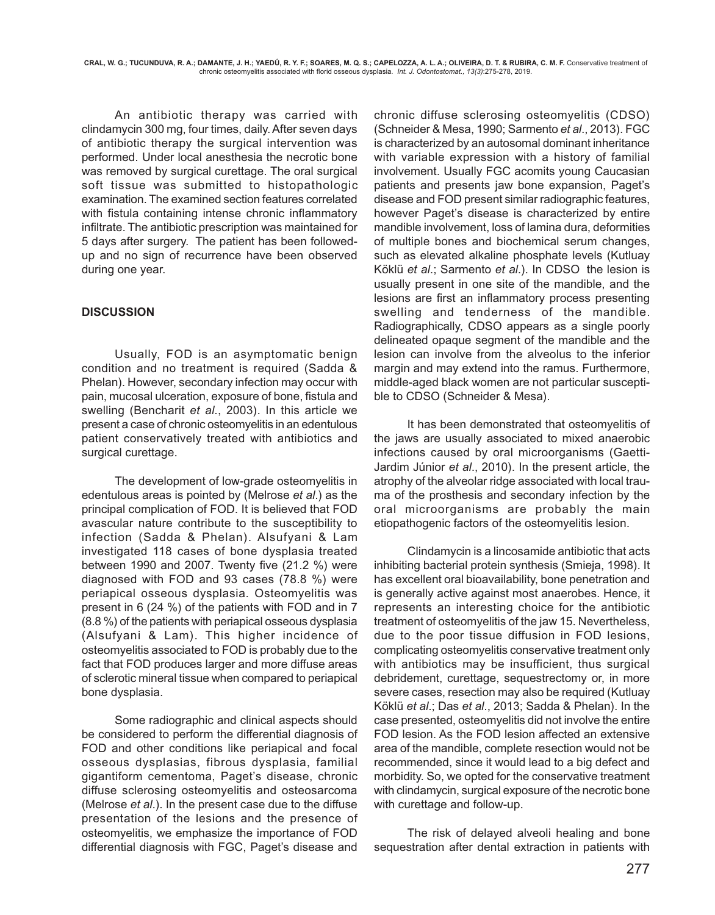An antibiotic therapy was carried with clindamycin 300 mg, four times, daily. After seven days of antibiotic therapy the surgical intervention was performed. Under local anesthesia the necrotic bone was removed by surgical curettage. The oral surgical soft tissue was submitted to histopathologic examination. The examined section features correlated with fistula containing intense chronic inflammatory infiltrate. The antibiotic prescription was maintained for 5 days after surgery. The patient has been followed-up and no sign of recurrence have been observed during one year.

## DISCUSSION

Usually, FOD is an asymptomatic benign condition and no treatment is required (Sadda & Phelan). However, secondary infection may occur with pain, mucosal ulceration, exposure of bone, fistula and swelling (Bencharit *et al*., 2003). In this article we present a case of chronic osteomyelitis in an edentulous patient conservatively treated with antibiotics and surgical curettage.

The development of low-grade osteomyelitis in edentulous areas is pointed by (Melrose *et al*.) as the principal complication of FOD. It is believed that FOD avascular nature contribute to the susceptibility to infection (Sadda & Phelan). Alsufyani & Lam investigated 118 cases of bone dysplasia treated between 1990 and 2007. Twenty five (21.2 %) were diagnosed with FOD and 93 cases (78.8 %) were periapical osseous dysplasia. Osteomyelitis was present in 6 (24 %) of the patients with FOD and in 7 (8.8 %) of the patients with periapical osseous dysplasia (Alsufyani & Lam). This higher incidence of osteomyelitis associated to FOD is probably due to the fact that FOD produces larger and more diffuse areas of sclerotic mineral tissue when compared to periapical bone dysplasia.

Some radiographic and clinical aspects should be considered to perform the differential diagnosis of FOD and other conditions like periapical and focal osseous dysplasias, fibrous dysplasia, familial gigantiform cementoma, Paget's disease, chronic diffuse sclerosing osteomyelitis and osteosarcoma (Melrose *et al*.). In the present case due to the diffuse presentation of the lesions and the presence of osteomyelitis, we emphasize the importance of FOD differential diagnosis with FGC, Paget's disease and chronic diffuse sclerosing osteomyelitis (CDSO) (Schneider & Mesa, 1990; Sarmento *et al*., 2013). FGC is characterized by an autosomal dominant inheritance with variable expression with a history of familial involvement. Usually FGC acomits young Caucasian patients and presents jaw bone expansion, Paget's disease and FOD present similar radiographic features, however Paget's disease is characterized by entire mandible involvement, loss of lamina dura, deformities of multiple bones and biochemical serum changes, such as elevated alkaline phosphate levels (Kutluay Köklü *et al*.; Sarmento *et al*.). In CDSO the lesion is usually present in one site of the mandible, and the lesions are first an inflammatory process presenting swelling and tenderness of the mandible. Radiographically, CDSO appears as a single poorly delineated opaque segment of the mandible and the lesion can involve from the alveolus to the inferior margin and may extend into the ramus. Furthermore, middle-aged black women are not particular susceptible to CDSO (Schneider & Mesa).

It has been demonstrated that osteomyelitis of the jaws are usually associated to mixed anaerobic infections caused by oral microorganisms (Gaetti-Jardim Júnior *et al*., 2010). In the present article, the atrophy of the alveolar ridge associated with local trauma of the prosthesis and secondary infection by the oral microorganisms are probably the main etiopathogenic factors of the osteomyelitis lesion.

Clindamycin is a lincosamide antibiotic that acts inhibiting bacterial protein synthesis (Smieja, 1998). It has excellent oral bioavailability, bone penetration and is generally active against most anaerobes. Hence, it represents an interesting choice for the antibiotic treatment of osteomyelitis of the jaw 15. Nevertheless, due to the poor tissue diffusion in FOD lesions, complicating osteomyelitis conservative treatment only with antibiotics may be insufficient, thus surgical debridement, curettage, sequestrectomy or, in more severe cases, resection may also be required (Kutluay Köklü *et al*.; Das *et al*., 2013; Sadda & Phelan). In the case presented, osteomyelitis did not involve the entire FOD lesion. As the FOD lesion affected an extensive area of the mandible, complete resection would not be recommended, since it would lead to a big defect and morbidity. So, we opted for the conservative treatment with clindamycin, surgical exposure of the necrotic bone with curettage and follow-up.

The risk of delayed alveoli healing and bone sequestration after dental extraction in patients with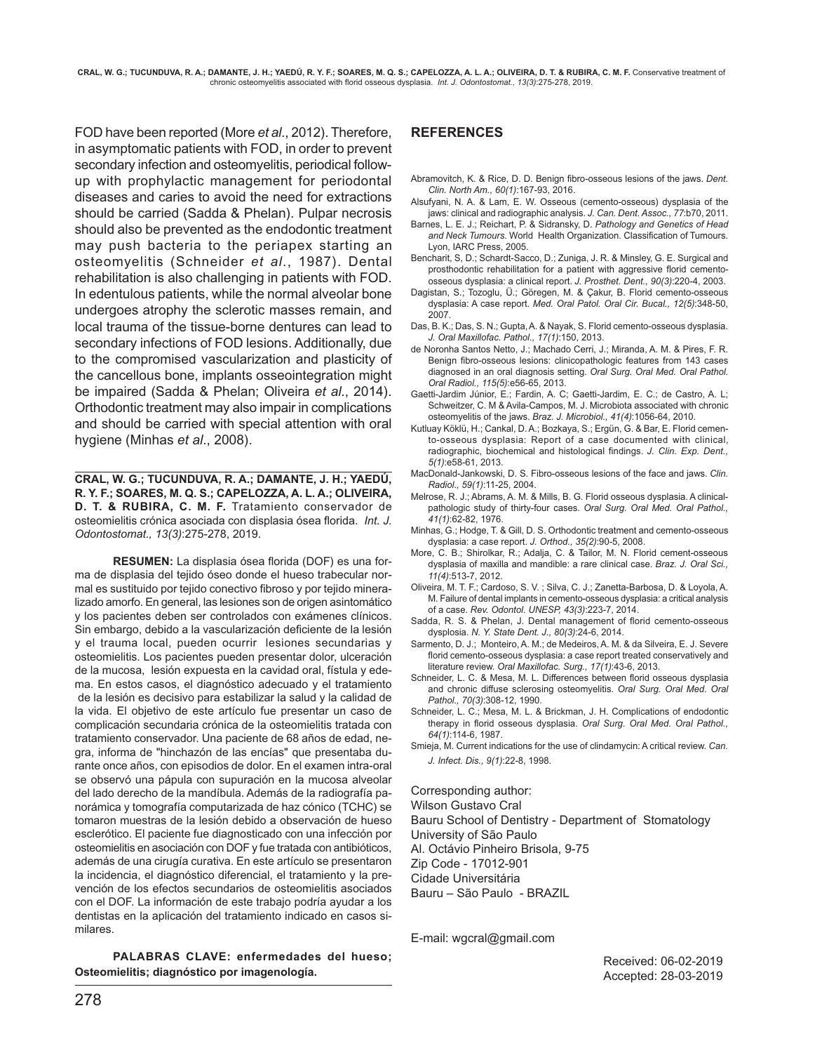FOD have been reported (More *et al*., 2012). Therefore, in asymptomatic patients with FOD, in order to prevent secondary infection and osteomyelitis, periodical follow-up with prophylactic management for periodontal diseases and caries to avoid the need for extractions should be carried (Sadda & Phelan). Pulpar necrosis should also be prevented as the endodontic treatment may push bacteria to the periapex starting an osteomyelitis (Schneider *et al*., 1987). Dental rehabilitation is also challenging in patients with FOD. In edentulous patients, while the normal alveolar bone undergoes atrophy the sclerotic masses remain, and local trauma of the tissue-borne dentures can lead to secondary infections of FOD lesions. Additionally, due to the compromised vascularization and plasticity of the cancellous bone, implants osseointegration might be impaired (Sadda & Phelan; Oliveira *et al*., 2014). Orthodontic treatment may also impair in complications and should be carried with special attention with oral hygiene (Minhas *et al*., 2008).

**CRAL, W. G.; TUCUNDUVA, R. A.; DAMANTE, J. H.; YAEDÚ, R. Y. F.; SOARES, M. Q. S.; CAPELOZZA, A. L. A.; OLIVEIRA, D. T. & RUBIRA, C. M. F.** Tratamiento conservador de osteomielitis crónica asociada con displasia ósea florida. *Int. J. Odontostomat., 13(3)*:275-278, 2019.

**RESUMEN:** La displasia ósea florida (DOF) es una forma de displasia del tejido óseo donde el hueso trabecular normal es sustituido por tejido conectivo fibroso y por tejido mineralizado amorfo. En general, las lesiones son de origen asintomático y los pacientes deben ser controlados con exámenes clínicos. Sin embargo, debido a la vascularización deficiente de la lesión y el trauma local, pueden ocurrir lesiones secundarias y osteomielitis. Los pacientes pueden presentar dolor, ulceración de la mucosa, lesión expuesta en la cavidad oral, fístula y edema. En estos casos, el diagnóstico adecuado y el tratamiento de la lesión es decisivo para estabilizar la salud y la calidad de la vida. El objetivo de este artículo fue presentar un caso de complicación secundaria crónica de la osteomielitis tratada con tratamiento conservador. Una paciente de 68 años de edad, negra, informa de "hinchazón de las encías" que presentaba durante once años, con episodios de dolor. En el examen intra-oral se observó una pápula con supuración en la mucosa alveolar del lado derecho de la mandíbula. Además de la radiografía panorámica y tomografía computarizada de haz cónico (TCHC) se tomaron muestras de la lesión debido a observación de hueso esclerótico. El paciente fue diagnosticado con una infección por osteomielitis en asociación con DOF y fue tratada con antibióticos, además de una cirugía curativa. En este artículo se presentaron la incidencia, el diagnóstico diferencial, el tratamiento y la prevención de los efectos secundarios de osteomielitis asociados con el DOF. La información de este trabajo podría ayudar a los dentistas en la aplicación del tratamiento indicado en casos similares.

**PALABRAS CLAVE: enfermedades del hueso; Osteomielitis; diagnóstico por imagenología.**

## REFERENCES

Abramovitch, K. & Rice, D. D. Benign fibro-osseous lesions of the jaws. *Dent. Clin. North Am., 60(1)*:167-93, 2016.

Alsufyani, N. A. & Lam, E. W. Osseous (cemento-osseous) dysplasia of the jaws: clinical and radiographic analysis. *J. Can. Dent. Assoc., 77*:b70, 2011.

Barnes, L. E. J.; Reichart, P. & Sidransky, D. *Pathology and Genetics of Head and Neck Tumours*. World Health Organization. Classification of Tumours. Lyon, IARC Press, 2005.

Bencharit, S, D.; Schardt-Sacco, D.; Zuniga, J. R. & Minsley, G. E. Surgical and prosthodontic rehabilitation for a patient with aggressive florid cemento-osseous dysplasia: a clinical report. *J. Prosthet. Dent., 90(3)*:220-4, 2003.

Dagistan, S.; Tozoglu, Ü.; Göregen, M. & Çakur, B. Florid cemento-osseous dysplasia: A case report. *Med. Oral Patol. Oral Cir. Bucal., 12(5)*:348-50, 2007.

Das, B. K.; Das, S. N.; Gupta, A. & Nayak, S. Florid cemento-osseous dysplasia. *J. Oral Maxillofac. Pathol., 17(1)*:150, 2013.

de Noronha Santos Netto, J.; Machado Cerri, J.; Miranda, A. M. & Pires, F. R. Benign fibro-osseous lesions: clinicopathologic features from 143 cases diagnosed in an oral diagnosis setting. *Oral Surg. Oral Med. Oral Pathol. Oral Radiol., 115(5)*:e56-65, 2013.

Gaetti-Jardim Júnior, E.; Fardin, A. C; Gaetti-Jardim, E. C.; de Castro, A. L; Schweitzer, C. M & Avila-Campos, M. J. Microbiota associated with chronic osteomyelitis of the jaws. *Braz. J. Microbiol., 41(4)*:1056-64, 2010.

Kutluay Köklü, H.; Cankal, D. A.; Bozkaya, S.; Ergün, G. & Bar, E. Florid cemento-osseous dysplasia: Report of a case documented with clinical, radiographic, biochemical and histological findings. *J. Clin. Exp. Dent., 5(1)*:e58-61, 2013.

MacDonald-Jankowski, D. S. Fibro-osseous lesions of the face and jaws. *Clin. Radiol., 59(1)*:11-25, 2004.

Melrose, R. J.; Abrams, A. M. & Mills, B. G. Florid osseous dysplasia. A clinical-pathologic study of thirty-four cases. *Oral Surg. Oral Med. Oral Pathol., 41(1)*:62-82, 1976.

Minhas, G.; Hodge, T. & Gill, D. S. Orthodontic treatment and cemento-osseous dysplasia: a case report. *J. Orthod., 35(2)*:90-5, 2008.

More, C. B.; Shirolkar, R.; Adalja, C. & Tailor, M. N. Florid cement-osseous dysplasia of maxilla and mandible: a rare clinical case. *Braz. J. Oral Sci., 11(4)*:513-7, 2012.

Oliveira, M. T. F.; Cardoso, S. V. ; Silva, C. J.; Zanetta-Barbosa, D. & Loyola, A. M. Failure of dental implants in cemento-osseous dysplasia: a critical analysis of a case. *Rev. Odontol. UNESP, 43(3)*:223-7, 2014.

Sadda, R. S. & Phelan, J. Dental management of florid cemento-osseous dysplosia. *N. Y. State Dent. J., 80(3)*:24-6, 2014.

Sarmento, D. J.; Monteiro, A. M.; de Medeiros, A. M. & da Silveira, E. J. Severe florid cemento-osseous dysplasia: a case report treated conservatively and literature review. *Oral Maxillofac. Surg., 17(1)*:43-6, 2013.

Schneider, L. C. & Mesa, M. L. Differences between florid osseous dysplasia and chronic diffuse sclerosing osteomyelitis. *Oral Surg. Oral Med. Oral Pathol., 70(3)*:308-12, 1990.

Schneider, L. C.; Mesa, M. L. & Brickman, J. H. Complications of endodontic therapy in florid osseous dysplasia. *Oral Surg. Oral Med. Oral Pathol., 64(1)*:114-6, 1987.

Smieja, M. Current indications for the use of clindamycin: A critical review. *Can. J. Infect. Dis., 9(1)*:22-8, 1998.

Corresponding author:
Wilson Gustavo Cral
Bauru School of Dentistry - Department of Stomatology
University of São Paulo
Al. Octávio Pinheiro Brisola, 9-75
Zip Code - 17012-901
Cidade Universitária
Bauru – São Paulo - BRAZIL

E-mail: wgcral@gmail.com

Received: 06-02-2019
Accepted: 28-03-2019